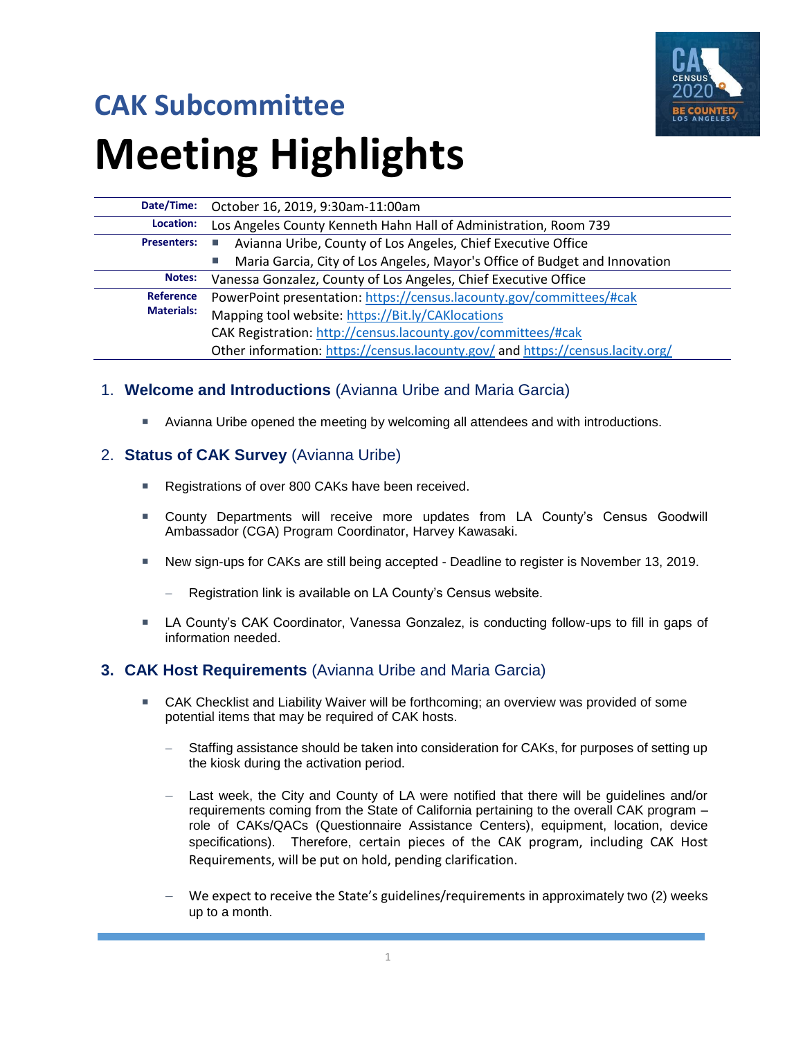## CAK Subcommittee

# Meeting Highlights

| | |
|---|---|
| **Date/Time:** | October 16, 2019, 9:30am-11:00am |
| **Location:** | Los Angeles County Kenneth Hahn Hall of Administration, Room 739 |
| **Presenters:** | ▪ Avianna Uribe, County of Los Angeles, Chief Executive Office<br>▪ Maria Garcia, City of Los Angeles, Mayor's Office of Budget and Innovation |
| **Notes:** | Vanessa Gonzalez, County of Los Angeles, Chief Executive Office |
| **Reference Materials:** | PowerPoint presentation: https://census.lacounty.gov/committees/#cak<br>Mapping tool website: https://Bit.ly/CAKlocations<br>CAK Registration: http://census.lacounty.gov/committees/#cak<br>Other information: https://census.lacounty.gov/ and https://census.lacity.org/ |

## 1. **Welcome and Introductions** (Avianna Uribe and Maria Garcia)

- Avianna Uribe opened the meeting by welcoming all attendees and with introductions.

## 2. **Status of CAK Survey** (Avianna Uribe)

- Registrations of over 800 CAKs have been received.
- County Departments will receive more updates from LA County's Census Goodwill Ambassador (CGA) Program Coordinator, Harvey Kawasaki.
- New sign-ups for CAKs are still being accepted - Deadline to register is November 13, 2019.
  - Registration link is available on LA County's Census website.
- LA County's CAK Coordinator, Vanessa Gonzalez, is conducting follow-ups to fill in gaps of information needed.

## 3. **CAK Host Requirements** (Avianna Uribe and Maria Garcia)

- CAK Checklist and Liability Waiver will be forthcoming; an overview was provided of some potential items that may be required of CAK hosts.
  - Staffing assistance should be taken into consideration for CAKs, for purposes of setting up the kiosk during the activation period.
  - Last week, the City and County of LA were notified that there will be guidelines and/or requirements coming from the State of California pertaining to the overall CAK program – role of CAKs/QACs (Questionnaire Assistance Centers), equipment, location, device specifications). Therefore, certain pieces of the CAK program, including CAK Host Requirements, will be put on hold, pending clarification.
  - We expect to receive the State's guidelines/requirements in approximately two (2) weeks up to a month.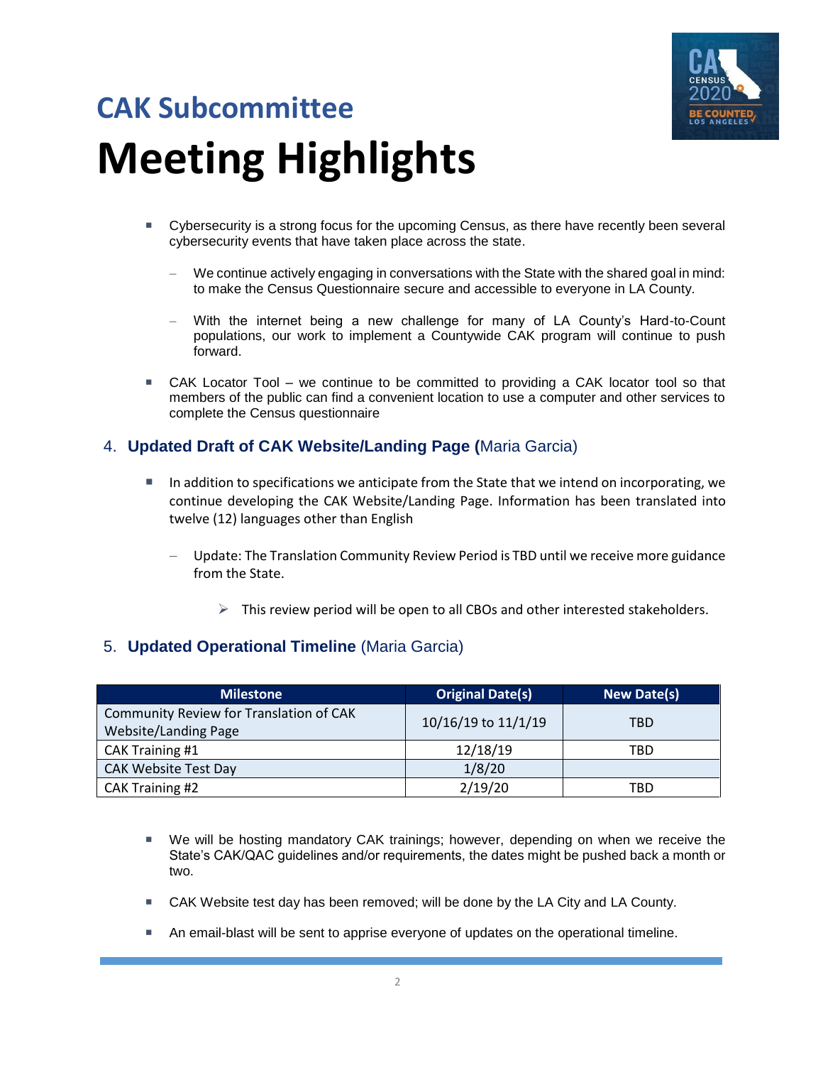# CAK Subcommittee

# Meeting Highlights

- Cybersecurity is a strong focus for the upcoming Census, as there have recently been several cybersecurity events that have taken place across the state.
  - We continue actively engaging in conversations with the State with the shared goal in mind: to make the Census Questionnaire secure and accessible to everyone in LA County.
  - With the internet being a new challenge for many of LA County's Hard-to-Count populations, our work to implement a Countywide CAK program will continue to push forward.
- CAK Locator Tool – we continue to be committed to providing a CAK locator tool so that members of the public can find a convenient location to use a computer and other services to complete the Census questionnaire

## 4. **Updated Draft of CAK Website/Landing Page (**Maria Garcia)

- In addition to specifications we anticipate from the State that we intend on incorporating, we continue developing the CAK Website/Landing Page. Information has been translated into twelve (12) languages other than English
  - Update: The Translation Community Review Period is TBD until we receive more guidance from the State.
    - This review period will be open to all CBOs and other interested stakeholders.

## 5. **Updated Operational Timeline** (Maria Garcia)

| Milestone | Original Date(s) | New Date(s) |
| --- | --- | --- |
| Community Review for Translation of CAK Website/Landing Page | 10/16/19 to 11/1/19 | TBD |
| CAK Training #1 | 12/18/19 | TBD |
| CAK Website Test Day | 1/8/20 | |
| CAK Training #2 | 2/19/20 | TBD |

- We will be hosting mandatory CAK trainings; however, depending on when we receive the State's CAK/QAC guidelines and/or requirements, the dates might be pushed back a month or two.
- CAK Website test day has been removed; will be done by the LA City and LA County.
- An email-blast will be sent to apprise everyone of updates on the operational timeline.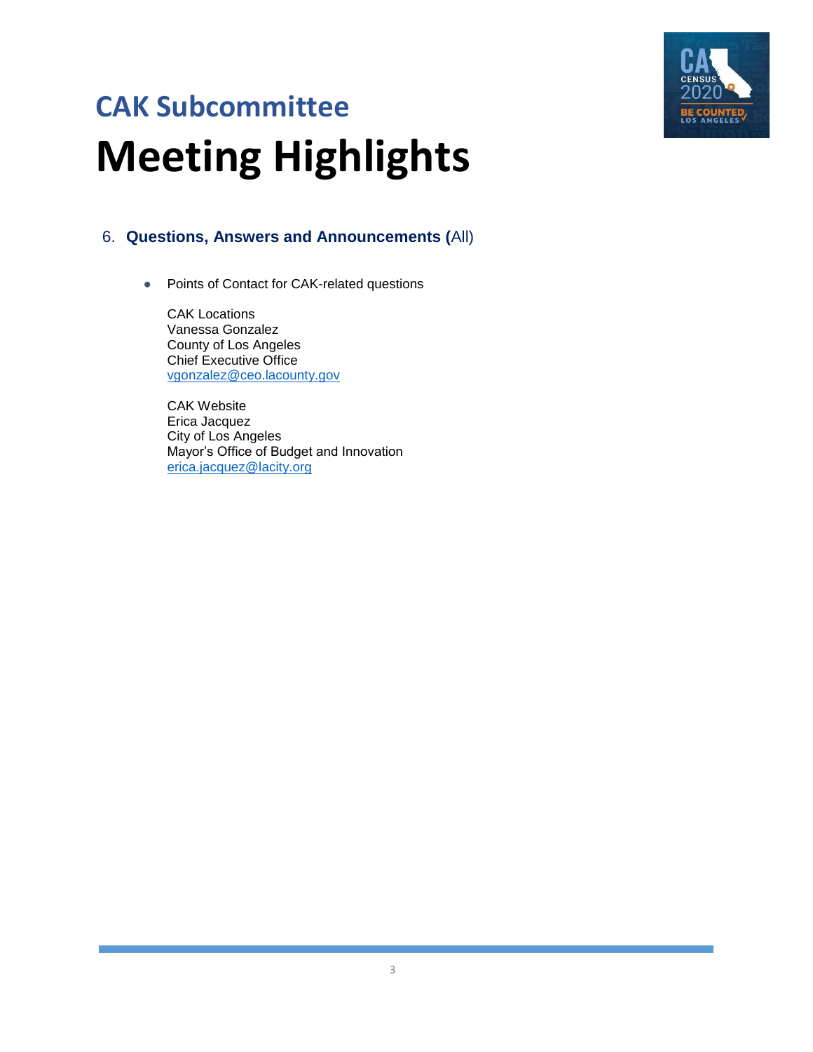## CAK Subcommittee

# Meeting Highlights

6. **Questions, Answers and Announcements (**All)

- Points of Contact for CAK-related questions

  CAK Locations
  Vanessa Gonzalez
  County of Los Angeles
  Chief Executive Office
  vgonzalez@ceo.lacounty.gov

  CAK Website
  Erica Jacquez
  City of Los Angeles
  Mayor's Office of Budget and Innovation
  erica.jacquez@lacity.org